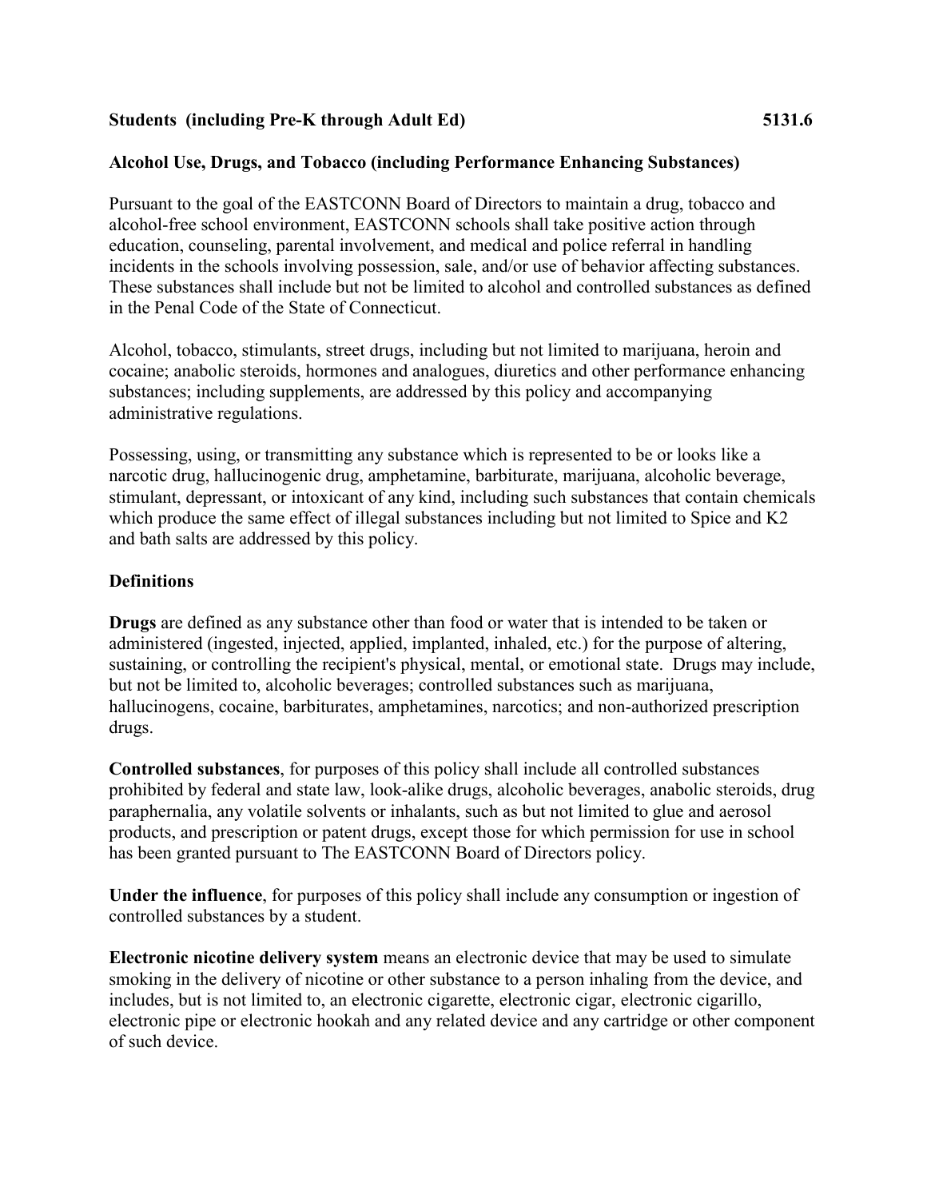**Students (including Pre-K through Adult Ed) 5131.6**

**Alcohol Use, Drugs, and Tobacco (including Performance Enhancing Substances)**

Pursuant to the goal of the EASTCONN Board of Directors to maintain a drug, tobacco and alcohol-free school environment, EASTCONN schools shall take positive action through education, counseling, parental involvement, and medical and police referral in handling incidents in the schools involving possession, sale, and/or use of behavior affecting substances. These substances shall include but not be limited to alcohol and controlled substances as defined in the Penal Code of the State of Connecticut.

Alcohol, tobacco, stimulants, street drugs, including but not limited to marijuana, heroin and cocaine; anabolic steroids, hormones and analogues, diuretics and other performance enhancing substances; including supplements, are addressed by this policy and accompanying administrative regulations.

Possessing, using, or transmitting any substance which is represented to be or looks like a narcotic drug, hallucinogenic drug, amphetamine, barbiturate, marijuana, alcoholic beverage, stimulant, depressant, or intoxicant of any kind, including such substances that contain chemicals which produce the same effect of illegal substances including but not limited to Spice and K2 and bath salts are addressed by this policy.

**Definitions**

**Drugs** are defined as any substance other than food or water that is intended to be taken or administered (ingested, injected, applied, implanted, inhaled, etc.) for the purpose of altering, sustaining, or controlling the recipient's physical, mental, or emotional state. Drugs may include, but not be limited to, alcoholic beverages; controlled substances such as marijuana, hallucinogens, cocaine, barbiturates, amphetamines, narcotics; and non-authorized prescription drugs.

**Controlled substances**, for purposes of this policy shall include all controlled substances prohibited by federal and state law, look-alike drugs, alcoholic beverages, anabolic steroids, drug paraphernalia, any volatile solvents or inhalants, such as but not limited to glue and aerosol products, and prescription or patent drugs, except those for which permission for use in school has been granted pursuant to The EASTCONN Board of Directors policy.

**Under the influence**, for purposes of this policy shall include any consumption or ingestion of controlled substances by a student.

**Electronic nicotine delivery system** means an electronic device that may be used to simulate smoking in the delivery of nicotine or other substance to a person inhaling from the device, and includes, but is not limited to, an electronic cigarette, electronic cigar, electronic cigarillo, electronic pipe or electronic hookah and any related device and any cartridge or other component of such device.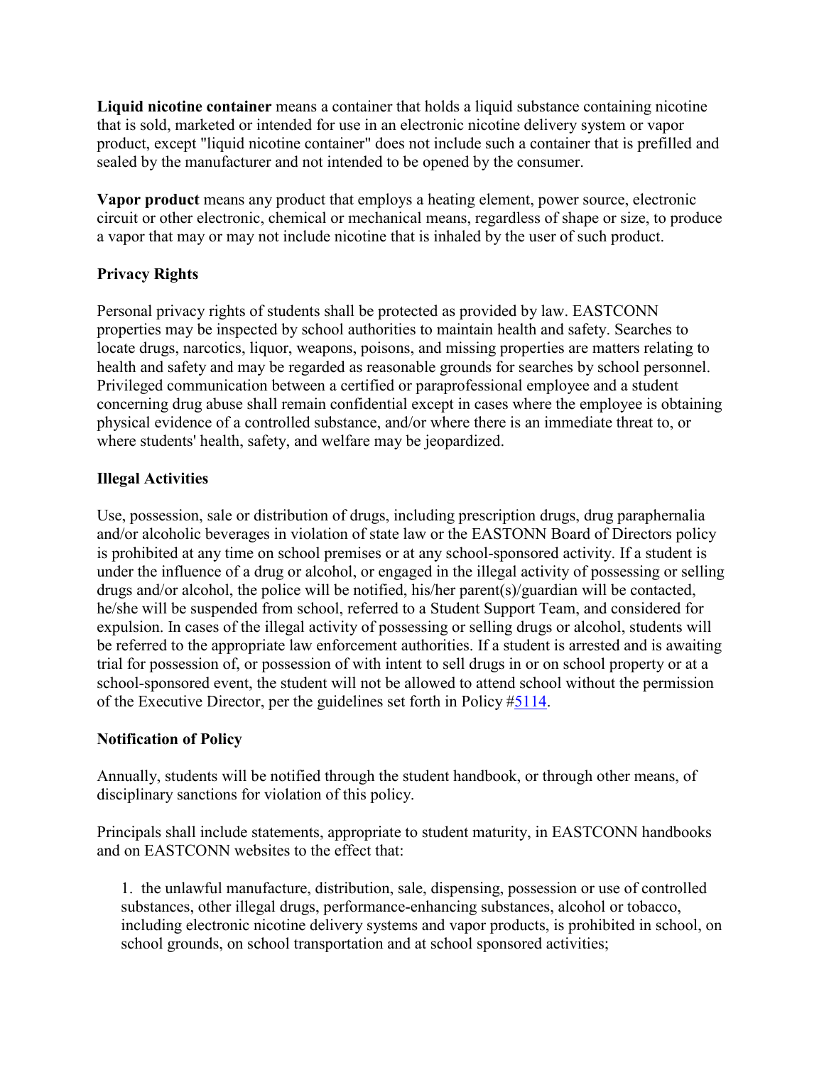**Liquid nicotine container** means a container that holds a liquid substance containing nicotine that is sold, marketed or intended for use in an electronic nicotine delivery system or vapor product, except "liquid nicotine container" does not include such a container that is prefilled and sealed by the manufacturer and not intended to be opened by the consumer.

**Vapor product** means any product that employs a heating element, power source, electronic circuit or other electronic, chemical or mechanical means, regardless of shape or size, to produce a vapor that may or may not include nicotine that is inhaled by the user of such product.

### Privacy Rights

Personal privacy rights of students shall be protected as provided by law. EASTCONN properties may be inspected by school authorities to maintain health and safety. Searches to locate drugs, narcotics, liquor, weapons, poisons, and missing properties are matters relating to health and safety and may be regarded as reasonable grounds for searches by school personnel. Privileged communication between a certified or paraprofessional employee and a student concerning drug abuse shall remain confidential except in cases where the employee is obtaining physical evidence of a controlled substance, and/or where there is an immediate threat to, or where students' health, safety, and welfare may be jeopardized.

### Illegal Activities

Use, possession, sale or distribution of drugs, including prescription drugs, drug paraphernalia and/or alcoholic beverages in violation of state law or the EASTONN Board of Directors policy is prohibited at any time on school premises or at any school-sponsored activity. If a student is under the influence of a drug or alcohol, or engaged in the illegal activity of possessing or selling drugs and/or alcohol, the police will be notified, his/her parent(s)/guardian will be contacted, he/she will be suspended from school, referred to a Student Support Team, and considered for expulsion. In cases of the illegal activity of possessing or selling drugs or alcohol, students will be referred to the appropriate law enforcement authorities. If a student is arrested and is awaiting trial for possession of, or possession of with intent to sell drugs in or on school property or at a school-sponsored event, the student will not be allowed to attend school without the permission of the Executive Director, per the guidelines set forth in Policy #5114.

### Notification of Policy

Annually, students will be notified through the student handbook, or through other means, of disciplinary sanctions for violation of this policy.

Principals shall include statements, appropriate to student maturity, in EASTCONN handbooks and on EASTCONN websites to the effect that:

1. the unlawful manufacture, distribution, sale, dispensing, possession or use of controlled substances, other illegal drugs, performance-enhancing substances, alcohol or tobacco, including electronic nicotine delivery systems and vapor products, is prohibited in school, on school grounds, on school transportation and at school sponsored activities;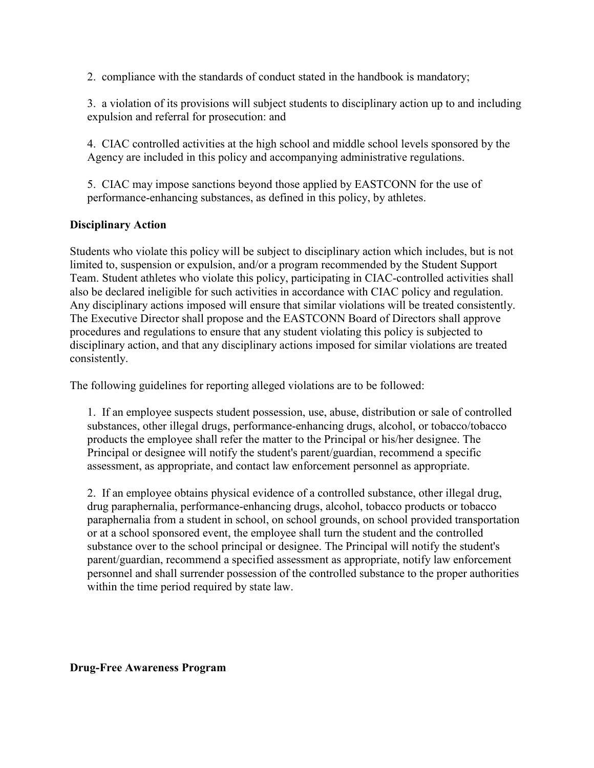2. compliance with the standards of conduct stated in the handbook is mandatory;

3. a violation of its provisions will subject students to disciplinary action up to and including expulsion and referral for prosecution: and

4. CIAC controlled activities at the high school and middle school levels sponsored by the Agency are included in this policy and accompanying administrative regulations.

5. CIAC may impose sanctions beyond those applied by EASTCONN for the use of performance-enhancing substances, as defined in this policy, by athletes.

**Disciplinary Action**

Students who violate this policy will be subject to disciplinary action which includes, but is not limited to, suspension or expulsion, and/or a program recommended by the Student Support Team. Student athletes who violate this policy, participating in CIAC-controlled activities shall also be declared ineligible for such activities in accordance with CIAC policy and regulation. Any disciplinary actions imposed will ensure that similar violations will be treated consistently. The Executive Director shall propose and the EASTCONN Board of Directors shall approve procedures and regulations to ensure that any student violating this policy is subjected to disciplinary action, and that any disciplinary actions imposed for similar violations are treated consistently.

The following guidelines for reporting alleged violations are to be followed:

1. If an employee suspects student possession, use, abuse, distribution or sale of controlled substances, other illegal drugs, performance-enhancing drugs, alcohol, or tobacco/tobacco products the employee shall refer the matter to the Principal or his/her designee. The Principal or designee will notify the student's parent/guardian, recommend a specific assessment, as appropriate, and contact law enforcement personnel as appropriate.

2. If an employee obtains physical evidence of a controlled substance, other illegal drug, drug paraphernalia, performance-enhancing drugs, alcohol, tobacco products or tobacco paraphernalia from a student in school, on school grounds, on school provided transportation or at a school sponsored event, the employee shall turn the student and the controlled substance over to the school principal or designee. The Principal will notify the student's parent/guardian, recommend a specified assessment as appropriate, notify law enforcement personnel and shall surrender possession of the controlled substance to the proper authorities within the time period required by state law.

**Drug-Free Awareness Program**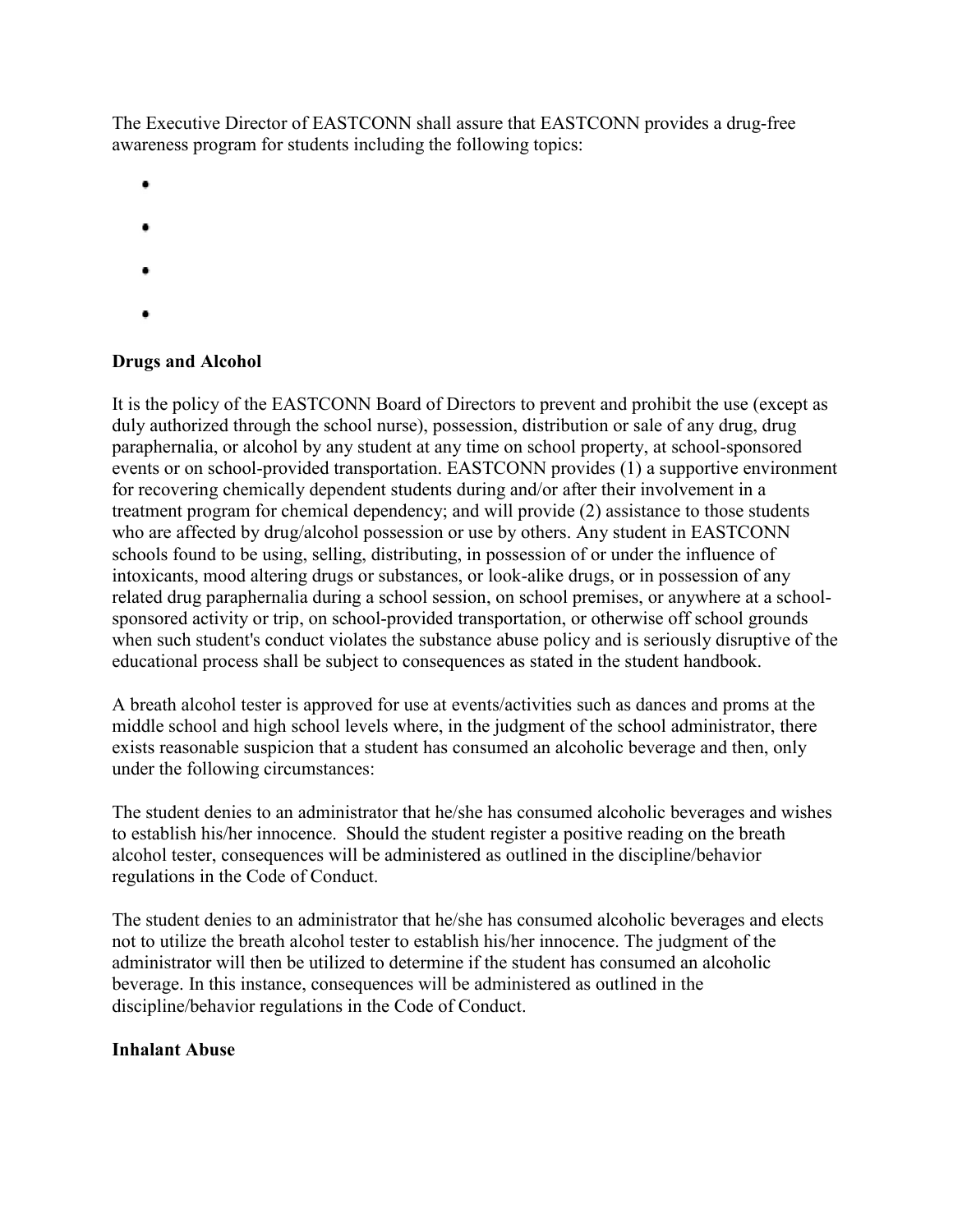The Executive Director of EASTCONN shall assure that EASTCONN provides a drug-free awareness program for students including the following topics:

- 
- 
- 
- 

**Drugs and Alcohol**

It is the policy of the EASTCONN Board of Directors to prevent and prohibit the use (except as duly authorized through the school nurse), possession, distribution or sale of any drug, drug paraphernalia, or alcohol by any student at any time on school property, at school-sponsored events or on school-provided transportation. EASTCONN provides (1) a supportive environment for recovering chemically dependent students during and/or after their involvement in a treatment program for chemical dependency; and will provide (2) assistance to those students who are affected by drug/alcohol possession or use by others. Any student in EASTCONN schools found to be using, selling, distributing, in possession of or under the influence of intoxicants, mood altering drugs or substances, or look-alike drugs, or in possession of any related drug paraphernalia during a school session, on school premises, or anywhere at a school-sponsored activity or trip, on school-provided transportation, or otherwise off school grounds when such student's conduct violates the substance abuse policy and is seriously disruptive of the educational process shall be subject to consequences as stated in the student handbook.

A breath alcohol tester is approved for use at events/activities such as dances and proms at the middle school and high school levels where, in the judgment of the school administrator, there exists reasonable suspicion that a student has consumed an alcoholic beverage and then, only under the following circumstances:

The student denies to an administrator that he/she has consumed alcoholic beverages and wishes to establish his/her innocence. Should the student register a positive reading on the breath alcohol tester, consequences will be administered as outlined in the discipline/behavior regulations in the Code of Conduct.

The student denies to an administrator that he/she has consumed alcoholic beverages and elects not to utilize the breath alcohol tester to establish his/her innocence. The judgment of the administrator will then be utilized to determine if the student has consumed an alcoholic beverage. In this instance, consequences will be administered as outlined in the discipline/behavior regulations in the Code of Conduct.

**Inhalant Abuse**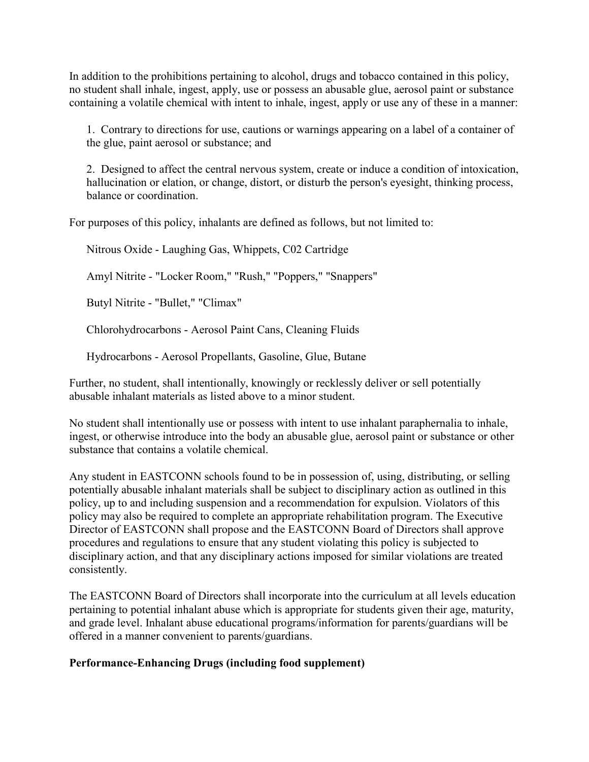In addition to the prohibitions pertaining to alcohol, drugs and tobacco contained in this policy, no student shall inhale, ingest, apply, use or possess an abusable glue, aerosol paint or substance containing a volatile chemical with intent to inhale, ingest, apply or use any of these in a manner:

1. Contrary to directions for use, cautions or warnings appearing on a label of a container of the glue, paint aerosol or substance; and

2. Designed to affect the central nervous system, create or induce a condition of intoxication, hallucination or elation, or change, distort, or disturb the person's eyesight, thinking process, balance or coordination.

For purposes of this policy, inhalants are defined as follows, but not limited to:

Nitrous Oxide - Laughing Gas, Whippets, C02 Cartridge

Amyl Nitrite - "Locker Room," "Rush," "Poppers," "Snappers"

Butyl Nitrite - "Bullet," "Climax"

Chlorohydrocarbons - Aerosol Paint Cans, Cleaning Fluids

Hydrocarbons - Aerosol Propellants, Gasoline, Glue, Butane

Further, no student, shall intentionally, knowingly or recklessly deliver or sell potentially abusable inhalant materials as listed above to a minor student.

No student shall intentionally use or possess with intent to use inhalant paraphernalia to inhale, ingest, or otherwise introduce into the body an abusable glue, aerosol paint or substance or other substance that contains a volatile chemical.

Any student in EASTCONN schools found to be in possession of, using, distributing, or selling potentially abusable inhalant materials shall be subject to disciplinary action as outlined in this policy, up to and including suspension and a recommendation for expulsion. Violators of this policy may also be required to complete an appropriate rehabilitation program. The Executive Director of EASTCONN shall propose and the EASTCONN Board of Directors shall approve procedures and regulations to ensure that any student violating this policy is subjected to disciplinary action, and that any disciplinary actions imposed for similar violations are treated consistently.

The EASTCONN Board of Directors shall incorporate into the curriculum at all levels education pertaining to potential inhalant abuse which is appropriate for students given their age, maturity, and grade level. Inhalant abuse educational programs/information for parents/guardians will be offered in a manner convenient to parents/guardians.

**Performance-Enhancing Drugs (including food supplement)**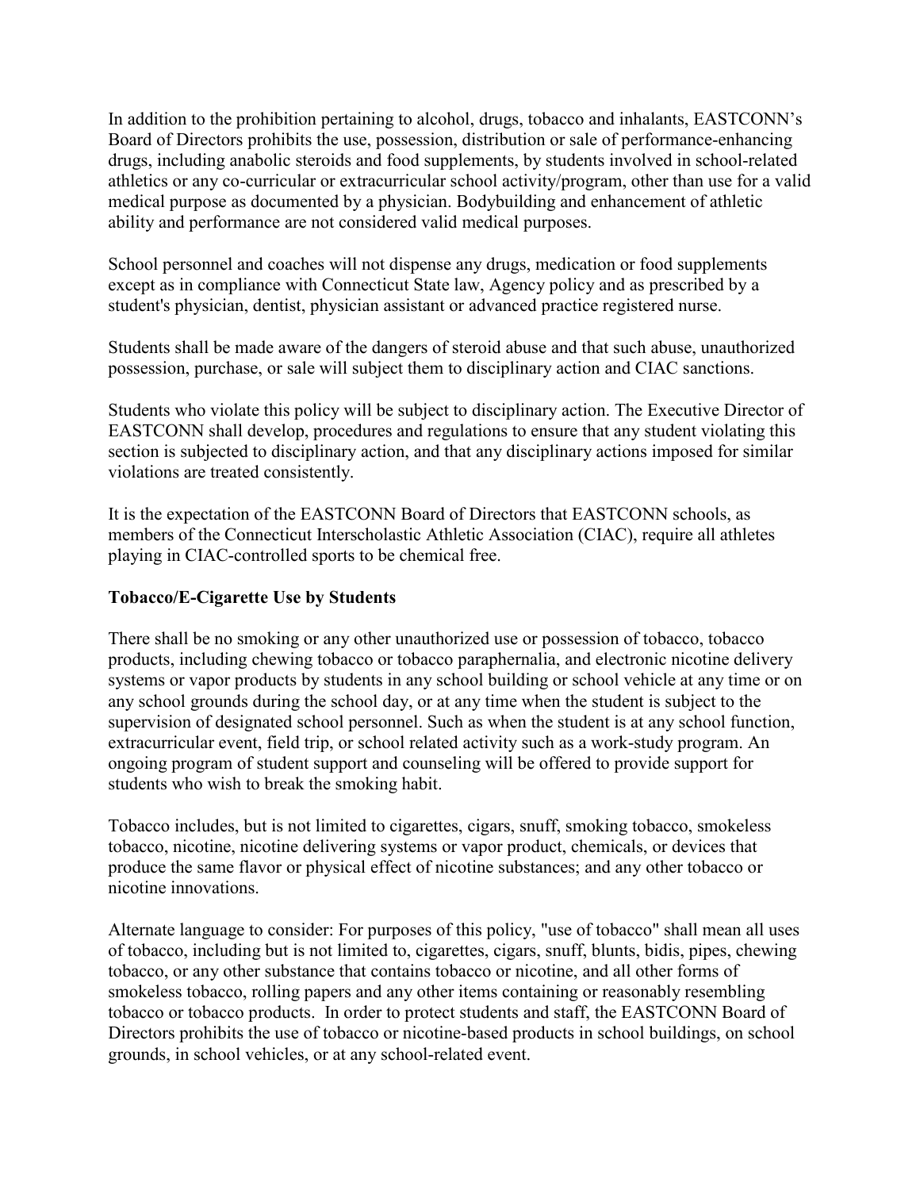In addition to the prohibition pertaining to alcohol, drugs, tobacco and inhalants, EASTCONN's Board of Directors prohibits the use, possession, distribution or sale of performance-enhancing drugs, including anabolic steroids and food supplements, by students involved in school-related athletics or any co-curricular or extracurricular school activity/program, other than use for a valid medical purpose as documented by a physician. Bodybuilding and enhancement of athletic ability and performance are not considered valid medical purposes.

School personnel and coaches will not dispense any drugs, medication or food supplements except as in compliance with Connecticut State law, Agency policy and as prescribed by a student's physician, dentist, physician assistant or advanced practice registered nurse.

Students shall be made aware of the dangers of steroid abuse and that such abuse, unauthorized possession, purchase, or sale will subject them to disciplinary action and CIAC sanctions.

Students who violate this policy will be subject to disciplinary action. The Executive Director of EASTCONN shall develop, procedures and regulations to ensure that any student violating this section is subjected to disciplinary action, and that any disciplinary actions imposed for similar violations are treated consistently.

It is the expectation of the EASTCONN Board of Directors that EASTCONN schools, as members of the Connecticut Interscholastic Athletic Association (CIAC), require all athletes playing in CIAC-controlled sports to be chemical free.

**Tobacco/E-Cigarette Use by Students**

There shall be no smoking or any other unauthorized use or possession of tobacco, tobacco products, including chewing tobacco or tobacco paraphernalia, and electronic nicotine delivery systems or vapor products by students in any school building or school vehicle at any time or on any school grounds during the school day, or at any time when the student is subject to the supervision of designated school personnel. Such as when the student is at any school function, extracurricular event, field trip, or school related activity such as a work-study program. An ongoing program of student support and counseling will be offered to provide support for students who wish to break the smoking habit.

Tobacco includes, but is not limited to cigarettes, cigars, snuff, smoking tobacco, smokeless tobacco, nicotine, nicotine delivering systems or vapor product, chemicals, or devices that produce the same flavor or physical effect of nicotine substances; and any other tobacco or nicotine innovations.

Alternate language to consider: For purposes of this policy, "use of tobacco" shall mean all uses of tobacco, including but is not limited to, cigarettes, cigars, snuff, blunts, bidis, pipes, chewing tobacco, or any other substance that contains tobacco or nicotine, and all other forms of smokeless tobacco, rolling papers and any other items containing or reasonably resembling tobacco or tobacco products. In order to protect students and staff, the EASTCONN Board of Directors prohibits the use of tobacco or nicotine-based products in school buildings, on school grounds, in school vehicles, or at any school-related event.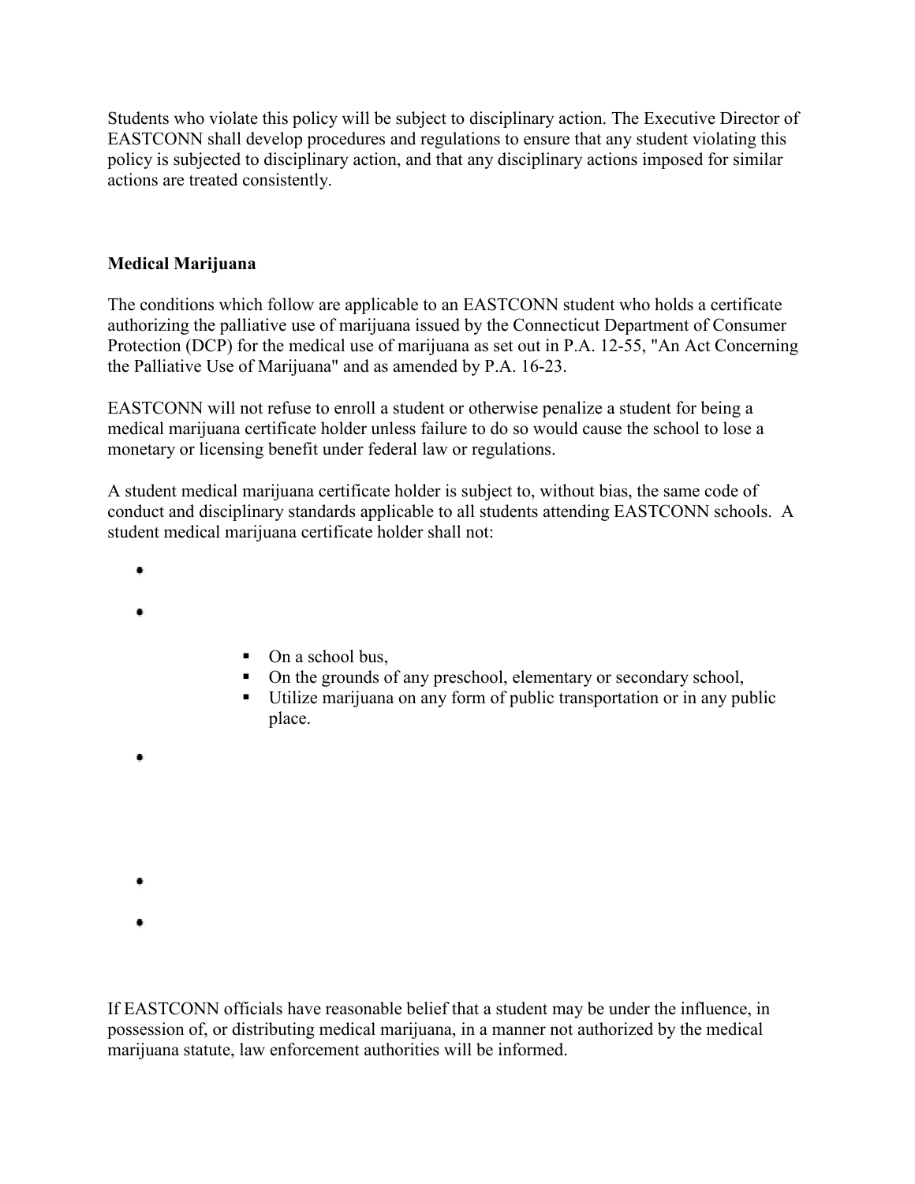Students who violate this policy will be subject to disciplinary action. The Executive Director of EASTCONN shall develop procedures and regulations to ensure that any student violating this policy is subjected to disciplinary action, and that any disciplinary actions imposed for similar actions are treated consistently.

**Medical Marijuana**

The conditions which follow are applicable to an EASTCONN student who holds a certificate authorizing the palliative use of marijuana issued by the Connecticut Department of Consumer Protection (DCP) for the medical use of marijuana as set out in P.A. 12-55, "An Act Concerning the Palliative Use of Marijuana" and as amended by P.A. 16-23.

EASTCONN will not refuse to enroll a student or otherwise penalize a student for being a medical marijuana certificate holder unless failure to do so would cause the school to lose a monetary or licensing benefit under federal law or regulations.

A student medical marijuana certificate holder is subject to, without bias, the same code of conduct and disciplinary standards applicable to all students attending EASTCONN schools. A student medical marijuana certificate holder shall not:

- 
- 
    - On a school bus,
    - On the grounds of any preschool, elementary or secondary school,
    - Utilize marijuana on any form of public transportation or in any public place.
- 
- 
- 

If EASTCONN officials have reasonable belief that a student may be under the influence, in possession of, or distributing medical marijuana, in a manner not authorized by the medical marijuana statute, law enforcement authorities will be informed.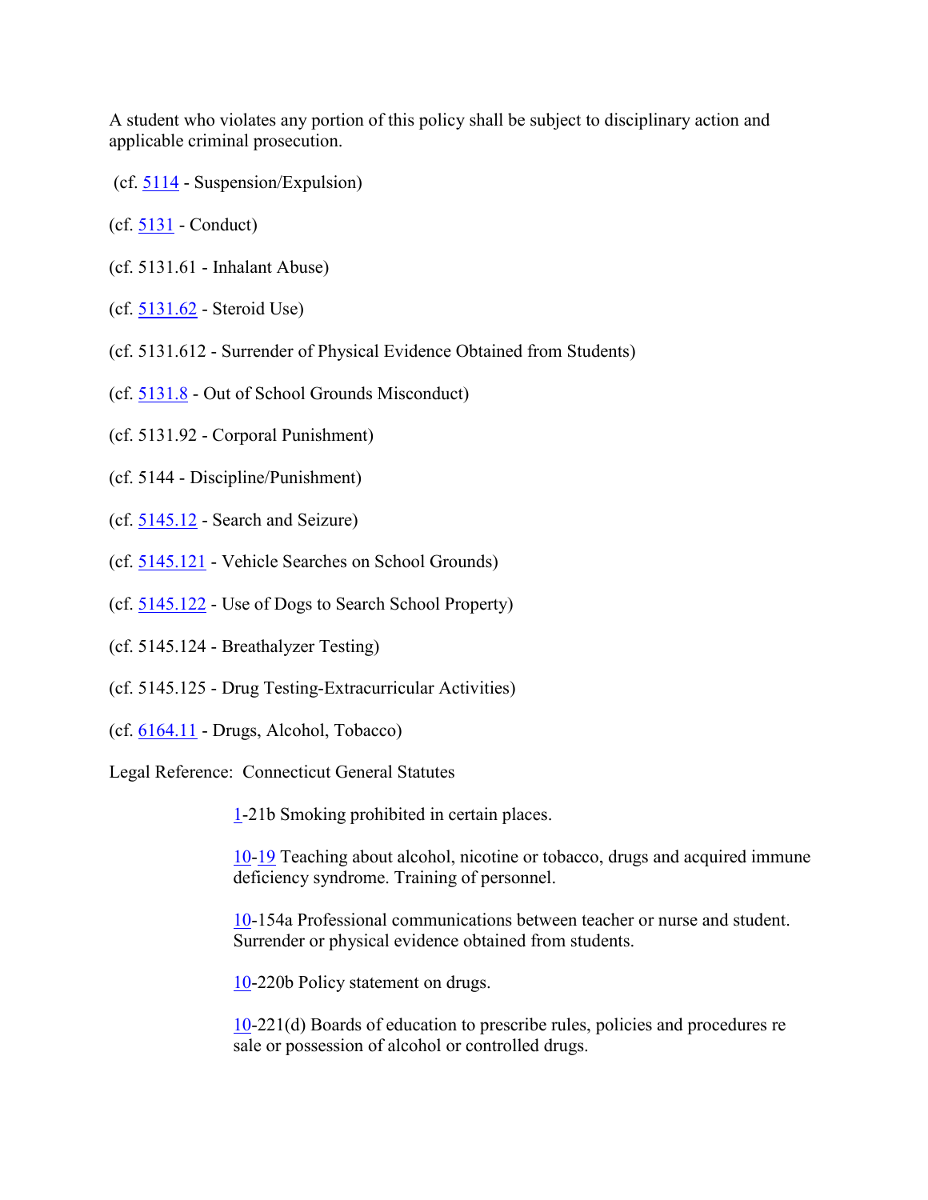A student who violates any portion of this policy shall be subject to disciplinary action and applicable criminal prosecution.

(cf. 5114 - Suspension/Expulsion)

(cf. 5131 - Conduct)

(cf. 5131.61 - Inhalant Abuse)

(cf. 5131.62 - Steroid Use)

(cf. 5131.612 - Surrender of Physical Evidence Obtained from Students)

(cf. 5131.8 - Out of School Grounds Misconduct)

(cf. 5131.92 - Corporal Punishment)

(cf. 5144 - Discipline/Punishment)

(cf. 5145.12 - Search and Seizure)

(cf. 5145.121 - Vehicle Searches on School Grounds)

(cf. 5145.122 - Use of Dogs to Search School Property)

(cf. 5145.124 - Breathalyzer Testing)

(cf. 5145.125 - Drug Testing-Extracurricular Activities)

(cf. 6164.11 - Drugs, Alcohol, Tobacco)

Legal Reference: Connecticut General Statutes

1-21b Smoking prohibited in certain places.

10-19 Teaching about alcohol, nicotine or tobacco, drugs and acquired immune deficiency syndrome. Training of personnel.

10-154a Professional communications between teacher or nurse and student. Surrender or physical evidence obtained from students.

10-220b Policy statement on drugs.

10-221(d) Boards of education to prescribe rules, policies and procedures re sale or possession of alcohol or controlled drugs.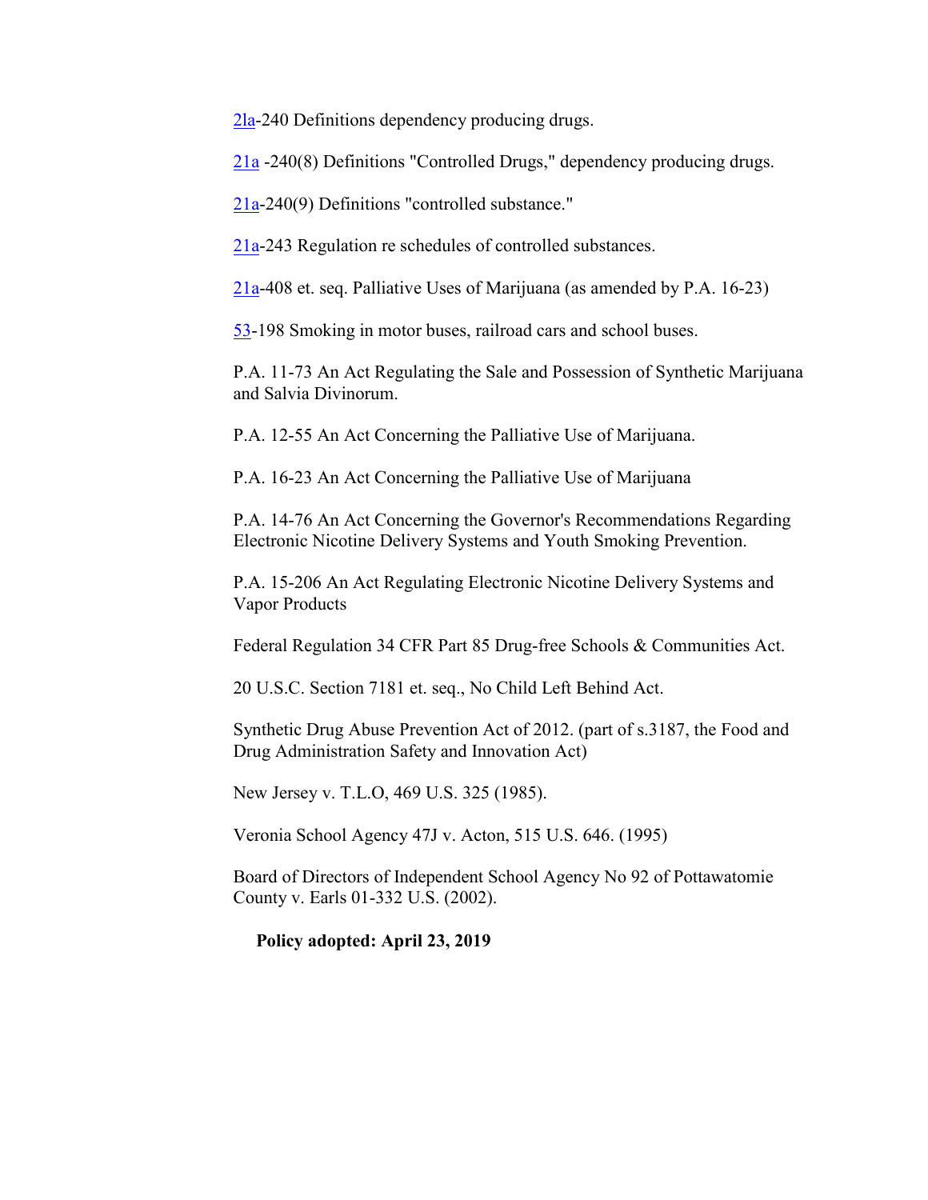2la-240 Definitions dependency producing drugs.

21a -240(8) Definitions "Controlled Drugs," dependency producing drugs.

21a-240(9) Definitions "controlled substance."

21a-243 Regulation re schedules of controlled substances.

21a-408 et. seq. Palliative Uses of Marijuana (as amended by P.A. 16-23)

53-198 Smoking in motor buses, railroad cars and school buses.

P.A. 11-73 An Act Regulating the Sale and Possession of Synthetic Marijuana and Salvia Divinorum.

P.A. 12-55 An Act Concerning the Palliative Use of Marijuana.

P.A. 16-23 An Act Concerning the Palliative Use of Marijuana

P.A. 14-76 An Act Concerning the Governor's Recommendations Regarding Electronic Nicotine Delivery Systems and Youth Smoking Prevention.

P.A. 15-206 An Act Regulating Electronic Nicotine Delivery Systems and Vapor Products

Federal Regulation 34 CFR Part 85 Drug-free Schools & Communities Act.

20 U.S.C. Section 7181 et. seq., No Child Left Behind Act.

Synthetic Drug Abuse Prevention Act of 2012. (part of s.3187, the Food and Drug Administration Safety and Innovation Act)

New Jersey v. T.L.O, 469 U.S. 325 (1985).

Veronia School Agency 47J v. Acton, 515 U.S. 646. (1995)

Board of Directors of Independent School Agency No 92 of Pottawatomie County v. Earls 01-332 U.S. (2002).

**Policy adopted: April 23, 2019**